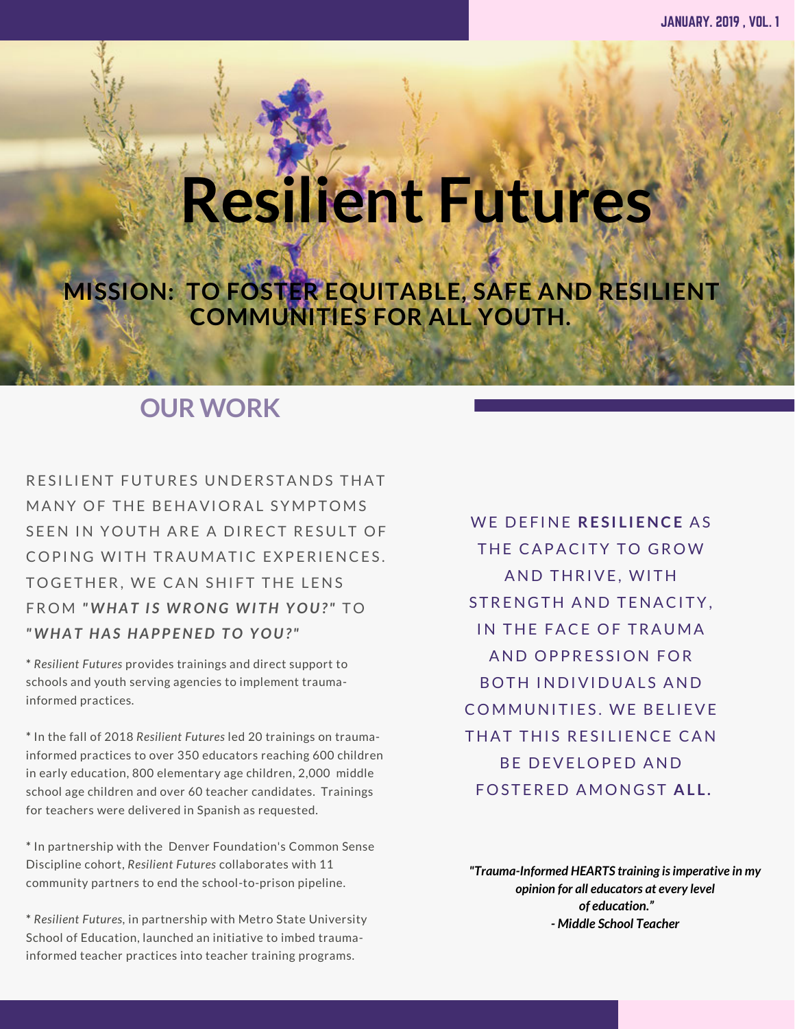JANUARY. 2019 , VOL. 1

# Resilient Futures

## MISSION: TO FOSTER EQUITABLE, SAFE AND RESILIENT COMMUNITIES FOR ALL YOUTH.

## OUR WORK

RESILIENT FUTURES UNDERSTANDS THAT MANY OF THE BEHAVIORAL SYMPTOMS SEEN IN YOUTH ARE A DIRECT RESULT OF COPING WITH TRAUMATIC EXPERIENCES. TOGETHER, WE CAN SHIFT THE LENS FROM ***"WHAT IS WRONG WITH YOU?"*** TO ***"WHAT HAS HAPPENED TO YOU?"***

* *Resilient Futures* provides trainings and direct support to schools and youth serving agencies to implement trauma-informed practices.

* In the fall of 2018 *Resilient Futures* led 20 trainings on trauma-informed practices to over 350 educators reaching 600 children in early education, 800 elementary age children, 2,000 middle school age children and over 60 teacher candidates. Trainings for teachers were delivered in Spanish as requested.

* In partnership with the Denver Foundation's Common Sense Discipline cohort, *Resilient Futures* collaborates with 11 community partners to end the school-to-prison pipeline.

* *Resilient Futures*, in partnership with Metro State University School of Education, launched an initiative to imbed trauma-informed teacher practices into teacher training programs.

WE DEFINE **RESILIENCE** AS THE CAPACITY TO GROW AND THRIVE, WITH STRENGTH AND TENACITY, IN THE FACE OF TRAUMA AND OPPRESSION FOR BOTH INDIVIDUALS AND COMMUNITIES. WE BELIEVE THAT THIS RESILIENCE CAN BE DEVELOPED AND FOSTERED AMONGST **ALL.**

***"Trauma-Informed HEARTS training is imperative in my opinion for all educators at every level of education."***
***- Middle School Teacher***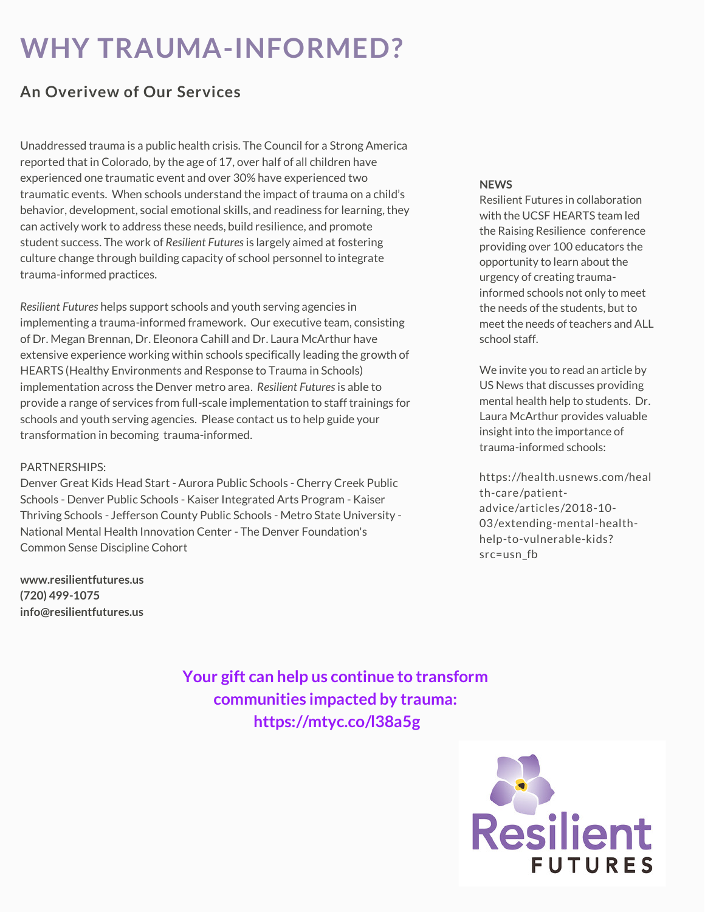# WHY TRAUMA-INFORMED?

## An Overivew of Our Services

Unaddressed trauma is a public health crisis. The Council for a Strong America reported that in Colorado, by the age of 17, over half of all children have experienced one traumatic event and over 30% have experienced two traumatic events. When schools understand the impact of trauma on a child's behavior, development, social emotional skills, and readiness for learning, they can actively work to address these needs, build resilience, and promote student success. The work of *Resilient Futures* is largely aimed at fostering culture change through building capacity of school personnel to integrate trauma-informed practices.

*Resilient Futures* helps support schools and youth serving agencies in implementing a trauma-informed framework. Our executive team, consisting of Dr. Megan Brennan, Dr. Eleonora Cahill and Dr. Laura McArthur have extensive experience working within schools specifically leading the growth of HEARTS (Healthy Environments and Response to Trauma in Schools) implementation across the Denver metro area. *Resilient Futures* is able to provide a range of services from full-scale implementation to staff trainings for schools and youth serving agencies. Please contact us to help guide your transformation in becoming trauma-informed.

PARTNERSHIPS:
Denver Great Kids Head Start - Aurora Public Schools - Cherry Creek Public Schools - Denver Public Schools - Kaiser Integrated Arts Program - Kaiser Thriving Schools - Jefferson County Public Schools - Metro State University - National Mental Health Innovation Center - The Denver Foundation's Common Sense Discipline Cohort

**www.resilientfutures.us**
**(720) 499-1075**
**info@resilientfutures.us**

**NEWS**
Resilient Futures in collaboration with the UCSF HEARTS team led the Raising Resilience conference providing over 100 educators the opportunity to learn about the urgency of creating trauma-informed schools not only to meet the needs of the students, but to meet the needs of teachers and ALL school staff.

We invite you to read an article by US News that discusses providing mental health help to students. Dr. Laura McArthur provides valuable insight into the importance of trauma-informed schools:

https://health.usnews.com/health-care/patient-advice/articles/2018-10-03/extending-mental-health-help-to-vulnerable-kids?src=usn_fb

**Your gift can help us continue to transform communities impacted by trauma: https://mtyc.co/l38a5g**

Resilient FUTURES